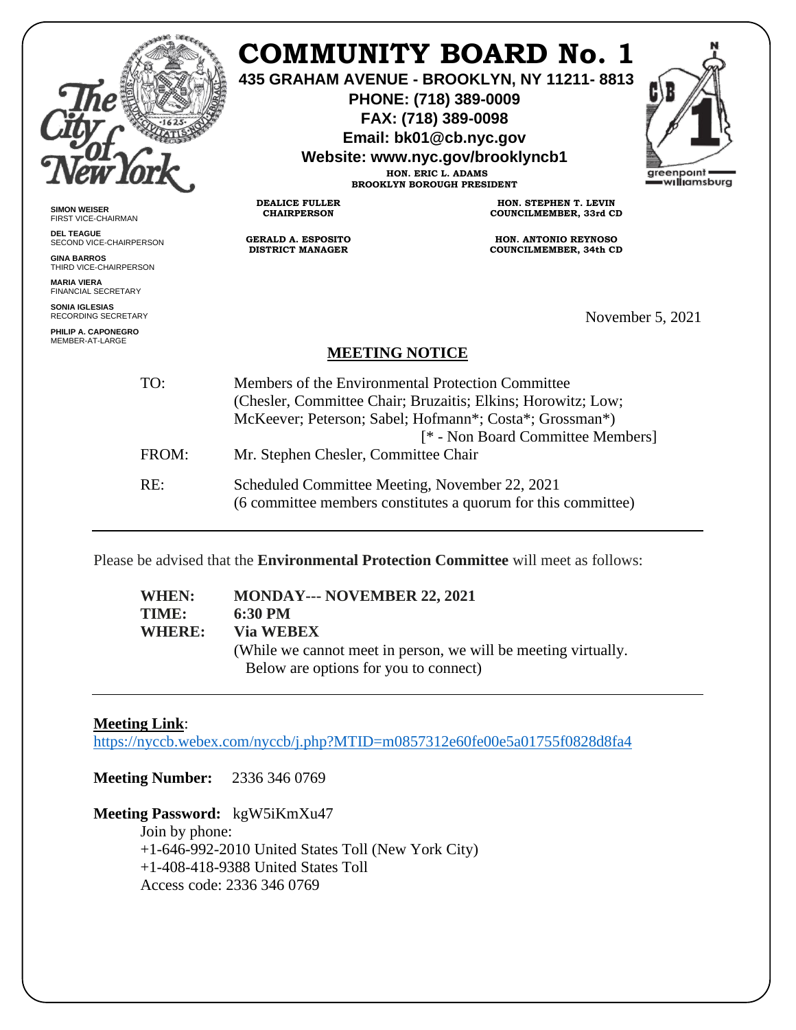# COMMUNITY BOARD No. 1

**435 GRAHAM AVENUE - BROOKLYN, NY 11211- 8813**
**PHONE: (718) 389-0009**
**FAX: (718) 389-0098**
**Email: bk01@cb.nyc.gov**
**Website: www.nyc.gov/brooklyncb1**

**HON. ERIC L. ADAMS**
**BROOKLYN BOROUGH PRESIDENT**

**SIMON WEISER**
FIRST VICE-CHAIRMAN

**DEL TEAGUE**
SECOND VICE-CHAIRPERSON

**GINA BARROS**
THIRD VICE-CHAIRPERSON

**MARIA VIERA**
FINANCIAL SECRETARY

**SONIA IGLESIAS**
RECORDING SECRETARY

**PHILIP A. CAPONEGRO**
MEMBER-AT-LARGE

**DEALICE FULLER**
**CHAIRPERSON**

**GERALD A. ESPOSITO**
**DISTRICT MANAGER**

**HON. STEPHEN T. LEVIN**
**COUNCILMEMBER, 33rd CD**

**HON. ANTONIO REYNOSO**
**COUNCILMEMBER, 34th CD**

greenpoint williamsburg

November 5, 2021

## MEETING NOTICE

TO: Members of the Environmental Protection Committee (Chesler, Committee Chair; Bruzaitis; Elkins; Horowitz; Low; McKeever; Peterson; Sabel; Hofmann*; Costa*; Grossman*)
[* - Non Board Committee Members]

FROM: Mr. Stephen Chesler, Committee Chair

RE: Scheduled Committee Meeting, November 22, 2021
(6 committee members constitutes a quorum for this committee)

---

Please be advised that the **Environmental Protection Committee** will meet as follows:

**WHEN:** **MONDAY--- NOVEMBER 22, 2021**
**TIME:** **6:30 PM**
**WHERE:** **Via WEBEX**
(While we cannot meet in person, we will be meeting virtually. Below are options for you to connect)

---

**Meeting Link**:
https://nyccb.webex.com/nyccb/j.php?MTID=m0857312e60fe00e5a01755f0828d8fa4

**Meeting Number:** 2336 346 0769

**Meeting Password:** kgW5iKmXu47

Join by phone:
+1-646-992-2010 United States Toll (New York City)
+1-408-418-9388 United States Toll
Access code: 2336 346 0769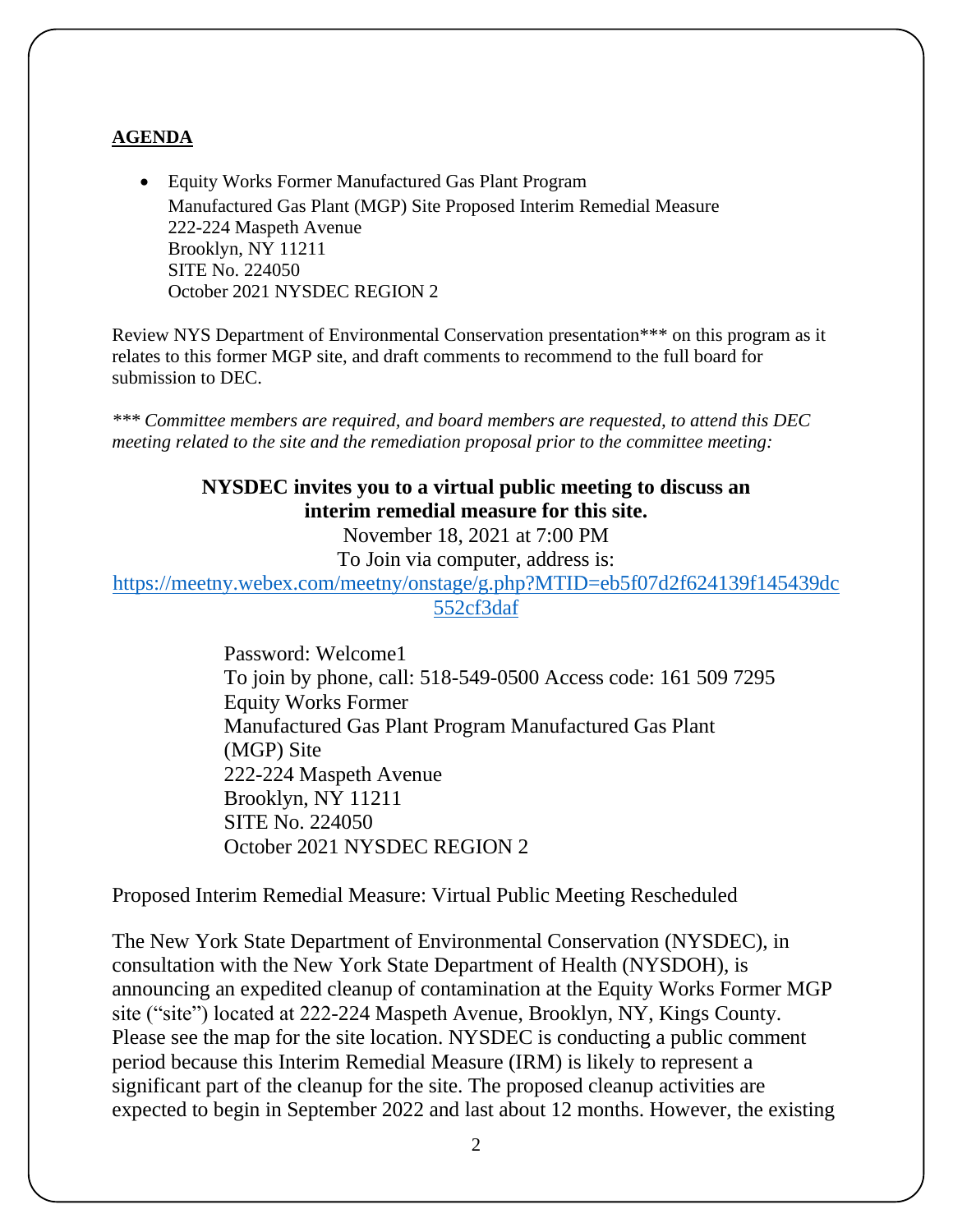**AGENDA**

- Equity Works Former Manufactured Gas Plant Program
  Manufactured Gas Plant (MGP) Site Proposed Interim Remedial Measure
  222-224 Maspeth Avenue
  Brooklyn, NY 11211
  SITE No. 224050
  October 2021 NYSDEC REGION 2

Review NYS Department of Environmental Conservation presentation*** on this program as it relates to this former MGP site, and draft comments to recommend to the full board for submission to DEC.

**\*** Committee members are required, and board members are requested, to attend this DEC meeting related to the site and the remediation proposal prior to the committee meeting:*

**NYSDEC invites you to a virtual public meeting to discuss an interim remedial measure for this site.**

November 18, 2021 at 7:00 PM

To Join via computer, address is:

https://meetny.webex.com/meetny/onstage/g.php?MTID=eb5f07d2f624139f145439dc552cf3daf

Password: Welcome1
To join by phone, call: 518-549-0500 Access code: 161 509 7295
Equity Works Former
Manufactured Gas Plant Program Manufactured Gas Plant (MGP) Site
222-224 Maspeth Avenue
Brooklyn, NY 11211
SITE No. 224050
October 2021 NYSDEC REGION 2

Proposed Interim Remedial Measure: Virtual Public Meeting Rescheduled

The New York State Department of Environmental Conservation (NYSDEC), in consultation with the New York State Department of Health (NYSDOH), is announcing an expedited cleanup of contamination at the Equity Works Former MGP site ("site") located at 222-224 Maspeth Avenue, Brooklyn, NY, Kings County. Please see the map for the site location. NYSDEC is conducting a public comment period because this Interim Remedial Measure (IRM) is likely to represent a significant part of the cleanup for the site. The proposed cleanup activities are expected to begin in September 2022 and last about 12 months. However, the existing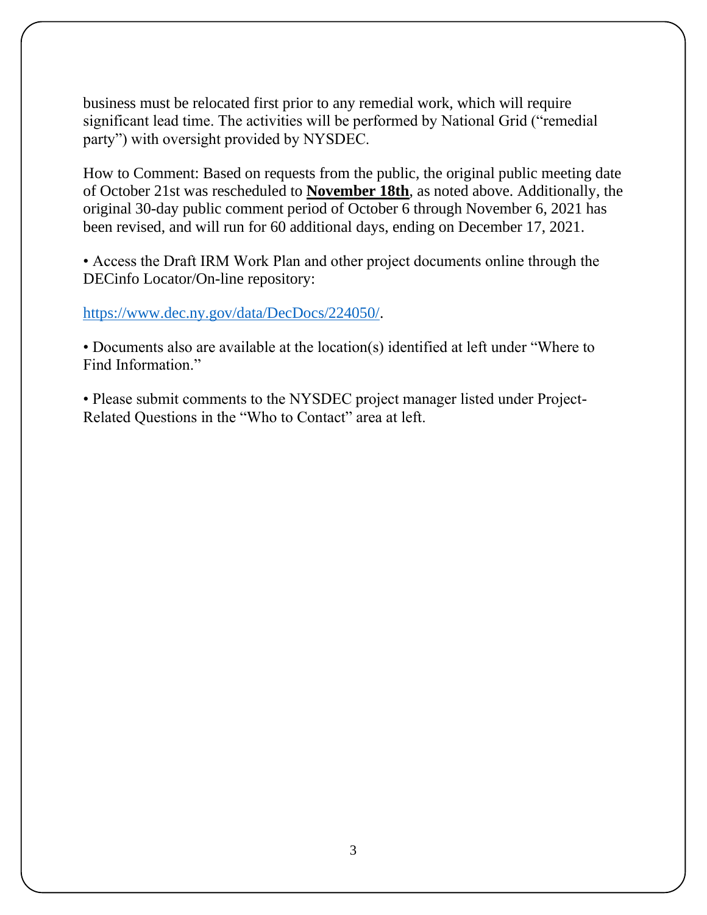business must be relocated first prior to any remedial work, which will require significant lead time. The activities will be performed by National Grid ("remedial party") with oversight provided by NYSDEC.

How to Comment: Based on requests from the public, the original public meeting date of October 21st was rescheduled to **November 18th**, as noted above. Additionally, the original 30-day public comment period of October 6 through November 6, 2021 has been revised, and will run for 60 additional days, ending on December 17, 2021.

• Access the Draft IRM Work Plan and other project documents online through the DECinfo Locator/On-line repository:

https://www.dec.ny.gov/data/DecDocs/224050/.

• Documents also are available at the location(s) identified at left under "Where to Find Information."

• Please submit comments to the NYSDEC project manager listed under Project-Related Questions in the "Who to Contact" area at left.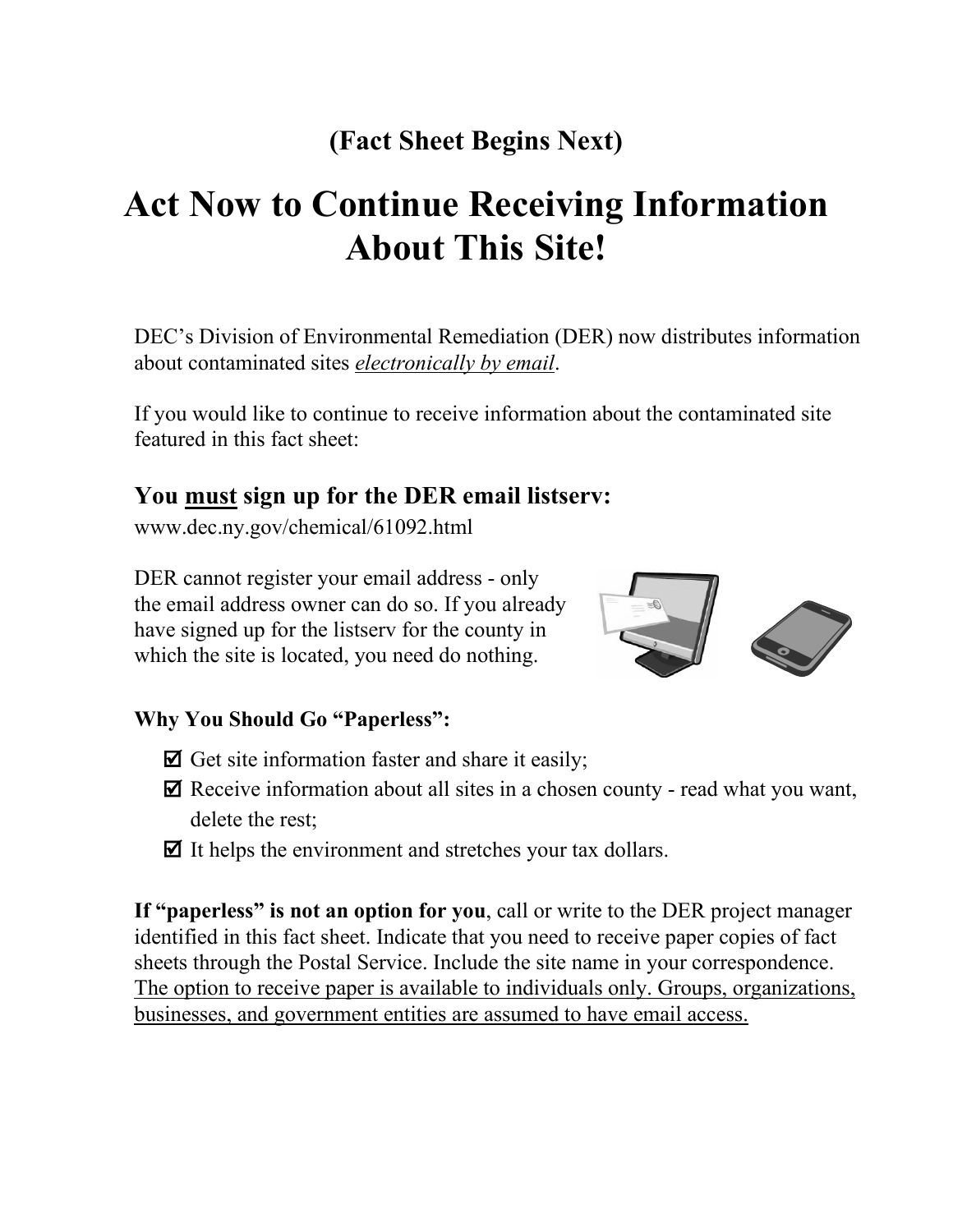**(Fact Sheet Begins Next)**

# Act Now to Continue Receiving Information About This Site!

DEC's Division of Environmental Remediation (DER) now distributes information about contaminated sites *electronically by email*.

If you would like to continue to receive information about the contaminated site featured in this fact sheet:

## You must sign up for the DER email listserv:

www.dec.ny.gov/chemical/61092.html

DER cannot register your email address - only the email address owner can do so. If you already have signed up for the listserv for the county in which the site is located, you need do nothing.

**Why You Should Go "Paperless":**

- ☑ Get site information faster and share it easily;
- ☑ Receive information about all sites in a chosen county - read what you want, delete the rest;
- ☑ It helps the environment and stretches your tax dollars.

**If "paperless" is not an option for you**, call or write to the DER project manager identified in this fact sheet. Indicate that you need to receive paper copies of fact sheets through the Postal Service. Include the site name in your correspondence. The option to receive paper is available to individuals only. Groups, organizations, businesses, and government entities are assumed to have email access.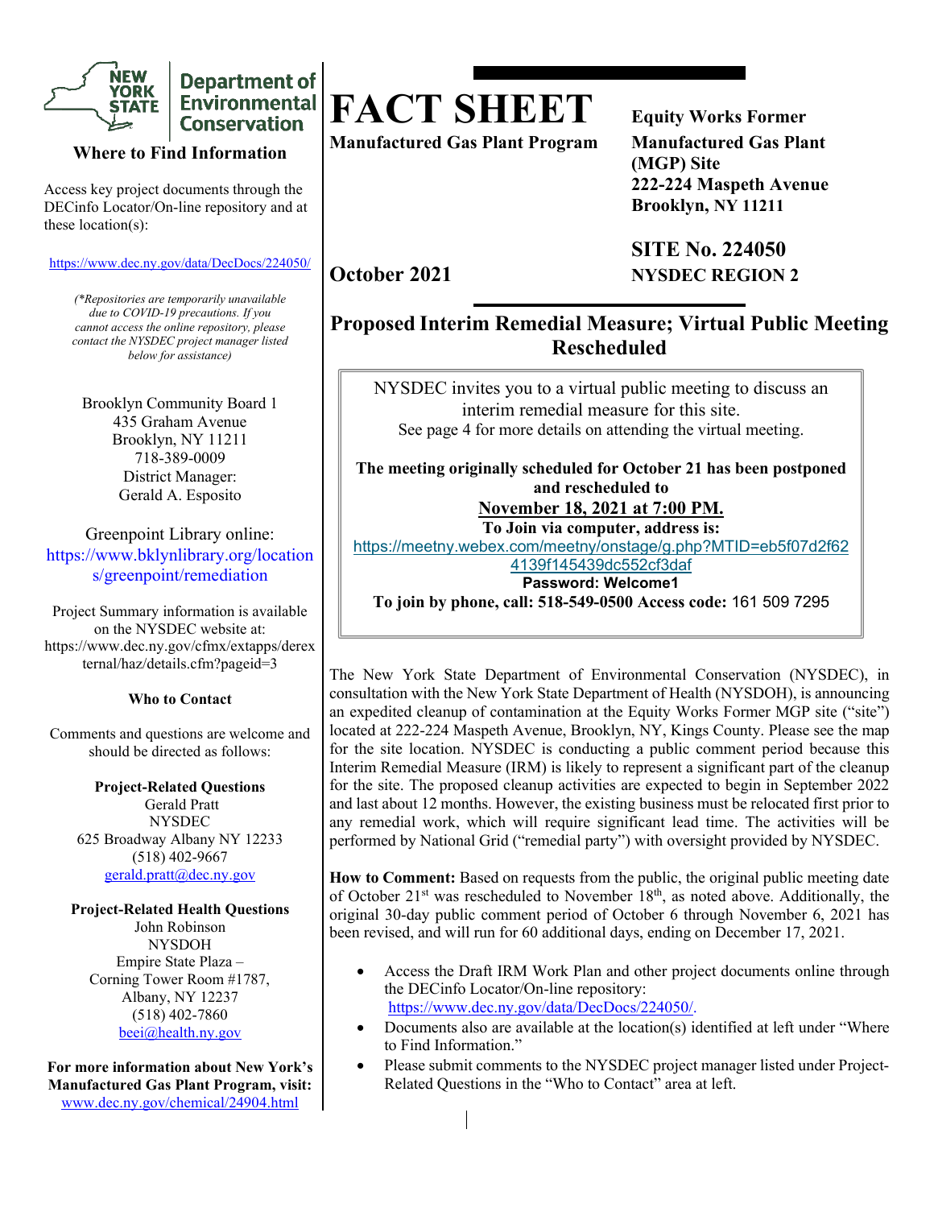# FACT SHEET

**Manufactured Gas Plant Program**

**Equity Works Former Manufactured Gas Plant (MGP) Site**
**222-224 Maspeth Avenue**
**Brooklyn, NY 11211**

**SITE No. 224050**
**NYSDEC REGION 2**

**October 2021**

## Proposed Interim Remedial Measure; Virtual Public Meeting Rescheduled

NYSDEC invites you to a virtual public meeting to discuss an interim remedial measure for this site.
See page 4 for more details on attending the virtual meeting.

**The meeting originally scheduled for October 21 has been postponed and rescheduled to**
**November 18, 2021 at 7:00 PM.**
**To Join via computer, address is:**
https://meetny.webex.com/meetny/onstage/g.php?MTID=eb5f07d2f624139f145439dc552cf3daf
**Password: Welcome1**
**To join by phone, call: 518-549-0500 Access code:** 161 509 7295

The New York State Department of Environmental Conservation (NYSDEC), in consultation with the New York State Department of Health (NYSDOH), is announcing an expedited cleanup of contamination at the Equity Works Former MGP site ("site") located at 222-224 Maspeth Avenue, Brooklyn, NY, Kings County. Please see the map for the site location. NYSDEC is conducting a public comment period because this Interim Remedial Measure (IRM) is likely to represent a significant part of the cleanup for the site. The proposed cleanup activities are expected to begin in September 2022 and last about 12 months. However, the existing business must be relocated first prior to any remedial work, which will require significant lead time. The activities will be performed by National Grid ("remedial party") with oversight provided by NYSDEC.

**How to Comment:** Based on requests from the public, the original public meeting date of October 21st was rescheduled to November 18th, as noted above. Additionally, the original 30-day public comment period of October 6 through November 6, 2021 has been revised, and will run for 60 additional days, ending on December 17, 2021.

- Access the Draft IRM Work Plan and other project documents online through the DECinfo Locator/On-line repository: https://www.dec.ny.gov/data/DecDocs/224050/.
- Documents also are available at the location(s) identified at left under "Where to Find Information."
- Please submit comments to the NYSDEC project manager listed under Project-Related Questions in the "Who to Contact" area at left.

### Where to Find Information

Access key project documents through the DECinfo Locator/On-line repository and at these location(s):

https://www.dec.ny.gov/data/DecDocs/224050/

*(*Repositories are temporarily unavailable due to COVID-19 precautions. If you cannot access the online repository, please contact the NYSDEC project manager listed below for assistance)*

Brooklyn Community Board 1
435 Graham Avenue
Brooklyn, NY 11211
718-389-0009
District Manager:
Gerald A. Esposito

Greenpoint Library online:
https://www.bklynlibrary.org/locations/greenpoint/remediation

Project Summary information is available on the NYSDEC website at:
https://www.dec.ny.gov/cfmx/extapps/derexternal/haz/details.cfm?pageid=3

### Who to Contact

Comments and questions are welcome and should be directed as follows:

**Project-Related Questions**
Gerald Pratt
NYSDEC
625 Broadway Albany NY 12233
(518) 402-9667
gerald.pratt@dec.ny.gov

**Project-Related Health Questions**
John Robinson
NYSDOH
Empire State Plaza –
Corning Tower Room #1787,
Albany, NY 12237
(518) 402-7860
beei@health.ny.gov

**For more information about New York's Manufactured Gas Plant Program, visit:**
www.dec.ny.gov/chemical/24904.html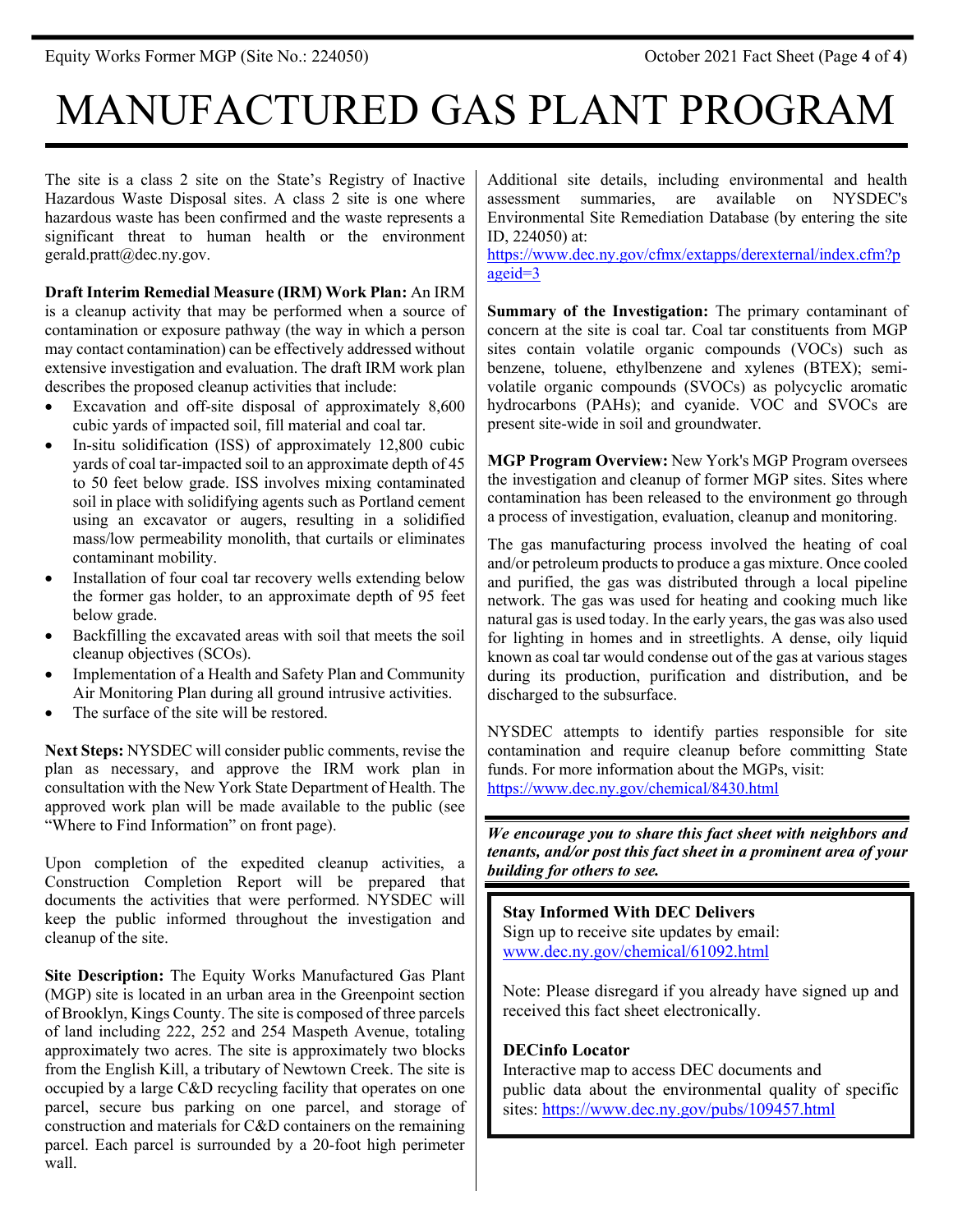# MANUFACTURED GAS PLANT PROGRAM

The site is a class 2 site on the State's Registry of Inactive Hazardous Waste Disposal sites. A class 2 site is one where hazardous waste has been confirmed and the waste represents a significant threat to human health or the environment gerald.pratt@dec.ny.gov.

**Draft Interim Remedial Measure (IRM) Work Plan:** An IRM is a cleanup activity that may be performed when a source of contamination or exposure pathway (the way in which a person may contact contamination) can be effectively addressed without extensive investigation and evaluation. The draft IRM work plan describes the proposed cleanup activities that include:

- Excavation and off-site disposal of approximately 8,600 cubic yards of impacted soil, fill material and coal tar.
- In-situ solidification (ISS) of approximately 12,800 cubic yards of coal tar-impacted soil to an approximate depth of 45 to 50 feet below grade. ISS involves mixing contaminated soil in place with solidifying agents such as Portland cement using an excavator or augers, resulting in a solidified mass/low permeability monolith, that curtails or eliminates contaminant mobility.
- Installation of four coal tar recovery wells extending below the former gas holder, to an approximate depth of 95 feet below grade.
- Backfilling the excavated areas with soil that meets the soil cleanup objectives (SCOs).
- Implementation of a Health and Safety Plan and Community Air Monitoring Plan during all ground intrusive activities.
- The surface of the site will be restored.

**Next Steps:** NYSDEC will consider public comments, revise the plan as necessary, and approve the IRM work plan in consultation with the New York State Department of Health. The approved work plan will be made available to the public (see "Where to Find Information" on front page).

Upon completion of the expedited cleanup activities, a Construction Completion Report will be prepared that documents the activities that were performed. NYSDEC will keep the public informed throughout the investigation and cleanup of the site.

**Site Description:** The Equity Works Manufactured Gas Plant (MGP) site is located in an urban area in the Greenpoint section of Brooklyn, Kings County. The site is composed of three parcels of land including 222, 252 and 254 Maspeth Avenue, totaling approximately two acres. The site is approximately two blocks from the English Kill, a tributary of Newtown Creek. The site is occupied by a large C&D recycling facility that operates on one parcel, secure bus parking on one parcel, and storage of construction and materials for C&D containers on the remaining parcel. Each parcel is surrounded by a 20-foot high perimeter wall.

Additional site details, including environmental and health assessment summaries, are available on NYSDEC's Environmental Site Remediation Database (by entering the site ID, 224050) at:
https://www.dec.ny.gov/cfmx/extapps/derexternal/index.cfm?pageid=3

**Summary of the Investigation:** The primary contaminant of concern at the site is coal tar. Coal tar constituents from MGP sites contain volatile organic compounds (VOCs) such as benzene, toluene, ethylbenzene and xylenes (BTEX); semi-volatile organic compounds (SVOCs) as polycyclic aromatic hydrocarbons (PAHs); and cyanide. VOC and SVOCs are present site-wide in soil and groundwater.

**MGP Program Overview:** New York's MGP Program oversees the investigation and cleanup of former MGP sites. Sites where contamination has been released to the environment go through a process of investigation, evaluation, cleanup and monitoring.

The gas manufacturing process involved the heating of coal and/or petroleum products to produce a gas mixture. Once cooled and purified, the gas was distributed through a local pipeline network. The gas was used for heating and cooking much like natural gas is used today. In the early years, the gas was also used for lighting in homes and in streetlights. A dense, oily liquid known as coal tar would condense out of the gas at various stages during its production, purification and distribution, and be discharged to the subsurface.

NYSDEC attempts to identify parties responsible for site contamination and require cleanup before committing State funds. For more information about the MGPs, visit:
https://www.dec.ny.gov/chemical/8430.html

***We encourage you to share this fact sheet with neighbors and tenants, and/or post this fact sheet in a prominent area of your building for others to see.***

**Stay Informed With DEC Delivers**
Sign up to receive site updates by email:
www.dec.ny.gov/chemical/61092.html

Note: Please disregard if you already have signed up and received this fact sheet electronically.

**DECinfo Locator**
Interactive map to access DEC documents and public data about the environmental quality of specific sites: https://www.dec.ny.gov/pubs/109457.html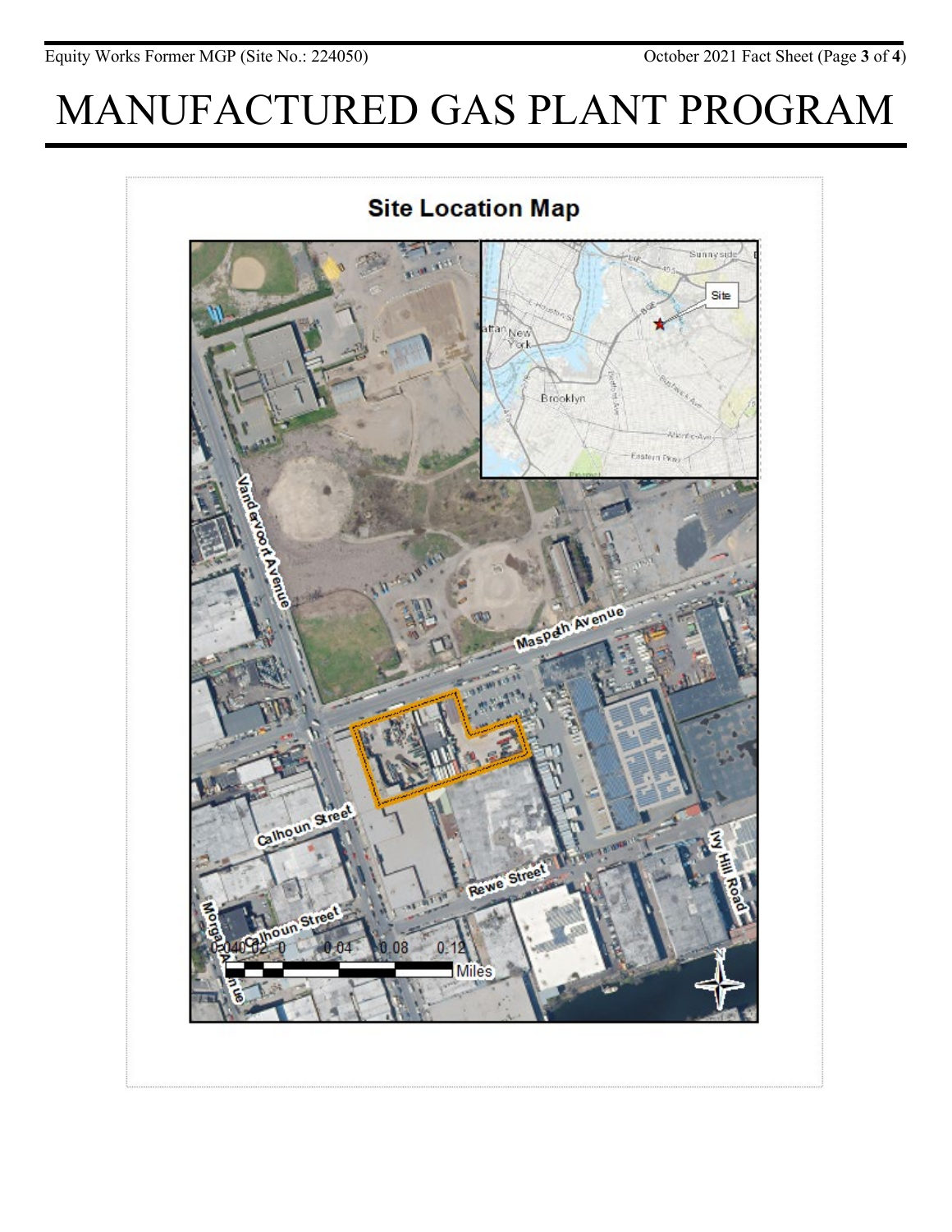# MANUFACTURED GAS PLANT PROGRAM

## Site Location Map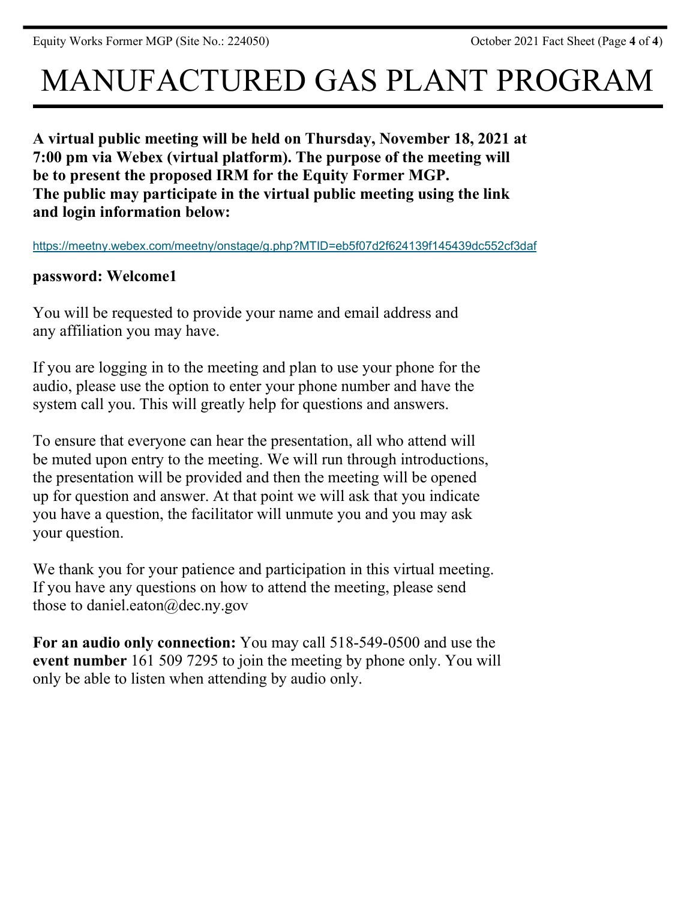# MANUFACTURED GAS PLANT PROGRAM

**A virtual public meeting will be held on Thursday, November 18, 2021 at 7:00 pm via Webex (virtual platform). The purpose of the meeting will be to present the proposed IRM for the Equity Former MGP. The public may participate in the virtual public meeting using the link and login information below:**

https://meetny.webex.com/meetny/onstage/g.php?MTID=eb5f07d2f624139f145439dc552cf3daf

**password: Welcome1**

You will be requested to provide your name and email address and any affiliation you may have.

If you are logging in to the meeting and plan to use your phone for the audio, please use the option to enter your phone number and have the system call you. This will greatly help for questions and answers.

To ensure that everyone can hear the presentation, all who attend will be muted upon entry to the meeting. We will run through introductions, the presentation will be provided and then the meeting will be opened up for question and answer. At that point we will ask that you indicate you have a question, the facilitator will unmute you and you may ask your question.

We thank you for your patience and participation in this virtual meeting. If you have any questions on how to attend the meeting, please send those to daniel.eaton@dec.ny.gov

**For an audio only connection:** You may call 518-549-0500 and use the **event number** 161 509 7295 to join the meeting by phone only. You will only be able to listen when attending by audio only.